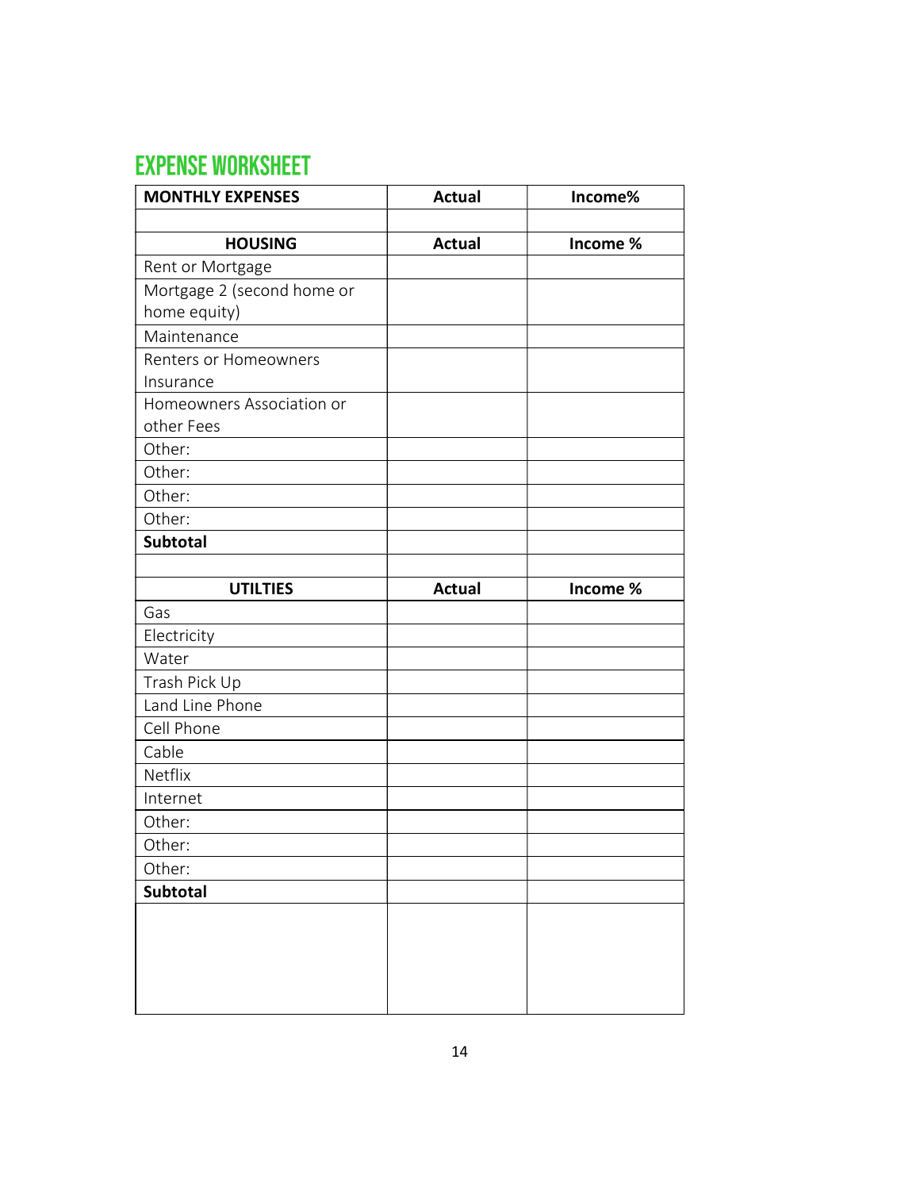## EXPENSE WORKSHEET

| MONTHLY EXPENSES | Actual | Income% |
|---|---|---|
| | | |
| **HOUSING** | **Actual** | **Income %** |
| Rent or Mortgage | | |
| Mortgage 2 (second home or home equity) | | |
| Maintenance | | |
| Renters or Homeowners Insurance | | |
| Homeowners Association or other Fees | | |
| Other: | | |
| Other: | | |
| Other: | | |
| Other: | | |
| **Subtotal** | | |
| | | |
| **UTILTIES** | **Actual** | **Income %** |
| Gas | | |
| Electricity | | |
| Water | | |
| Trash Pick Up | | |
| Land Line Phone | | |
| Cell Phone | | |
| Cable | | |
| Netflix | | |
| Internet | | |
| Other: | | |
| Other: | | |
| Other: | | |
| **Subtotal** | | |
| | | |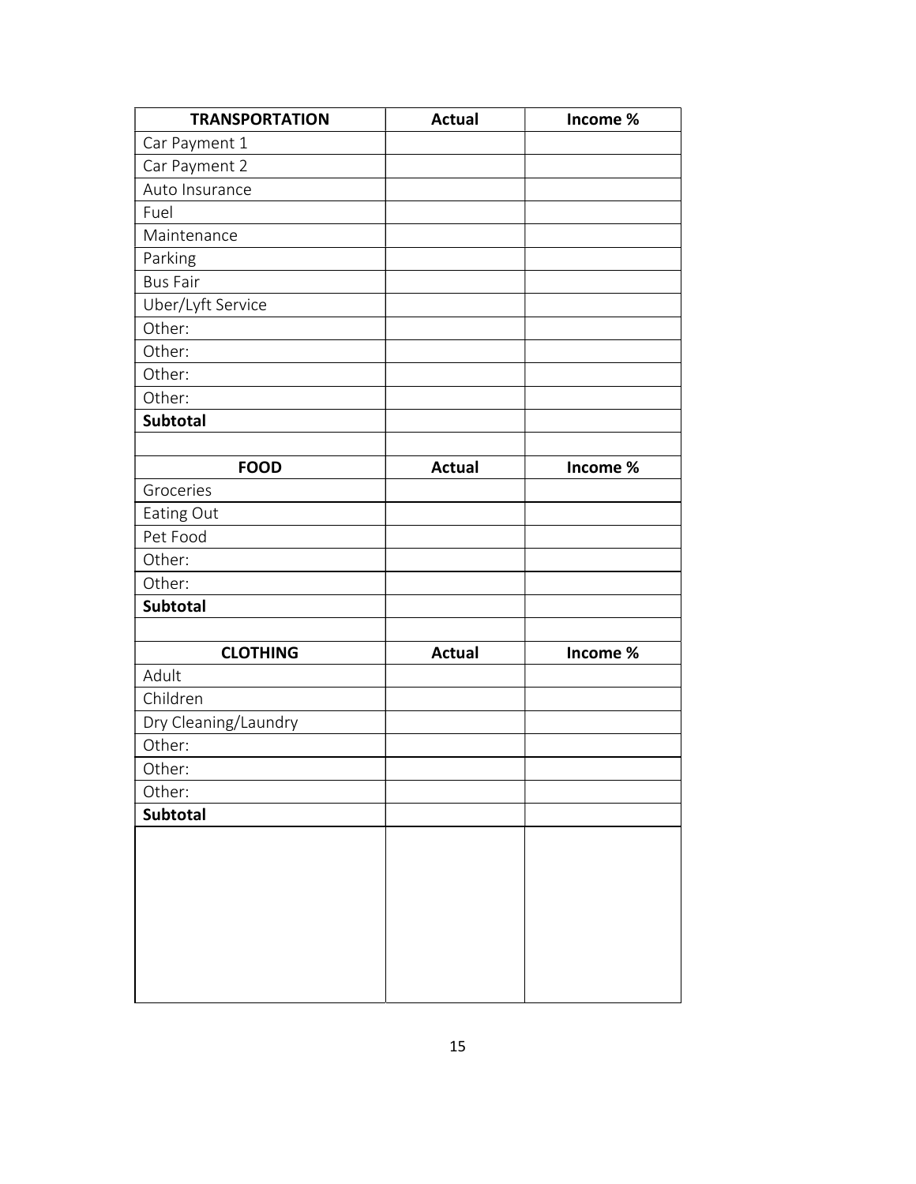| TRANSPORTATION | Actual | Income % |
| --- | --- | --- |
| Car Payment 1 | | |
| Car Payment 2 | | |
| Auto Insurance | | |
| Fuel | | |
| Maintenance | | |
| Parking | | |
| Bus Fair | | |
| Uber/Lyft Service | | |
| Other: | | |
| Other: | | |
| Other: | | |
| Other: | | |
| **Subtotal** | | |
| | | |
| **FOOD** | **Actual** | **Income %** |
| Groceries | | |
| Eating Out | | |
| Pet Food | | |
| Other: | | |
| Other: | | |
| **Subtotal** | | |
| | | |
| **CLOTHING** | **Actual** | **Income %** |
| Adult | | |
| Children | | |
| Dry Cleaning/Laundry | | |
| Other: | | |
| Other: | | |
| Other: | | |
| **Subtotal** | | |
| | | |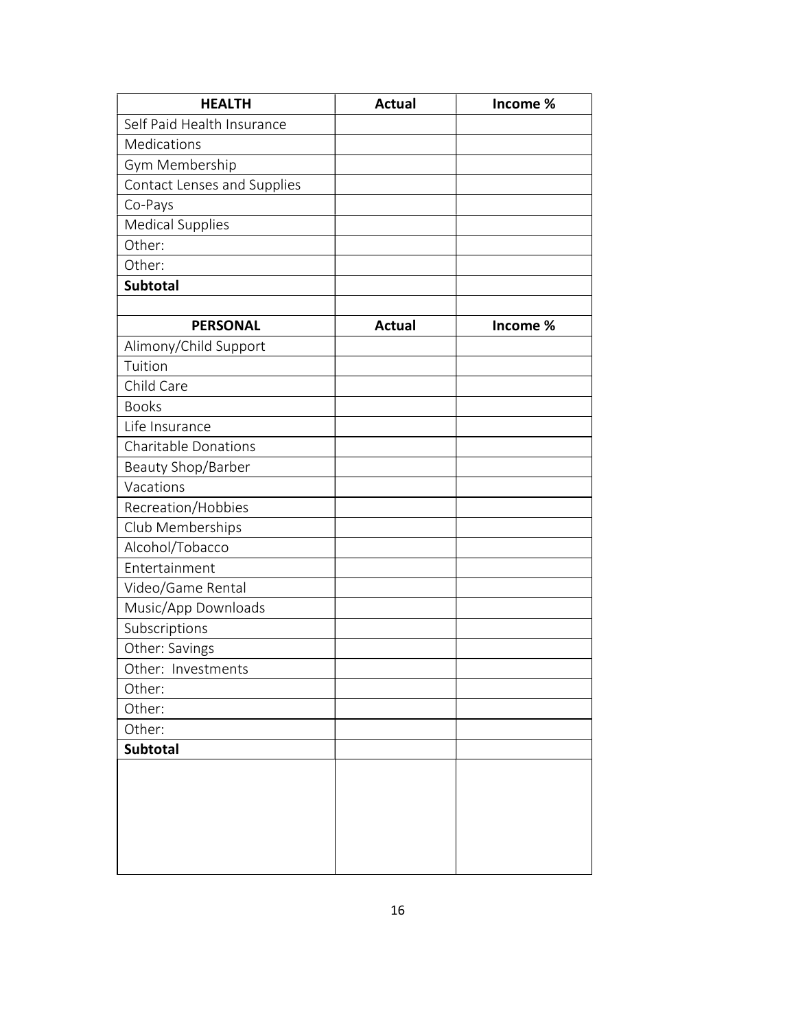| HEALTH | Actual | Income % |
|---|---|---|
| Self Paid Health Insurance | | |
| Medications | | |
| Gym Membership | | |
| Contact Lenses and Supplies | | |
| Co-Pays | | |
| Medical Supplies | | |
| Other: | | |
| Other: | | |
| **Subtotal** | | |
| | | |
| **PERSONAL** | **Actual** | **Income %** |
| Alimony/Child Support | | |
| Tuition | | |
| Child Care | | |
| Books | | |
| Life Insurance | | |
| Charitable Donations | | |
| Beauty Shop/Barber | | |
| Vacations | | |
| Recreation/Hobbies | | |
| Club Memberships | | |
| Alcohol/Tobacco | | |
| Entertainment | | |
| Video/Game Rental | | |
| Music/App Downloads | | |
| Subscriptions | | |
| Other: Savings | | |
| Other: Investments | | |
| Other: | | |
| Other: | | |
| Other: | | |
| **Subtotal** | | |
| | | |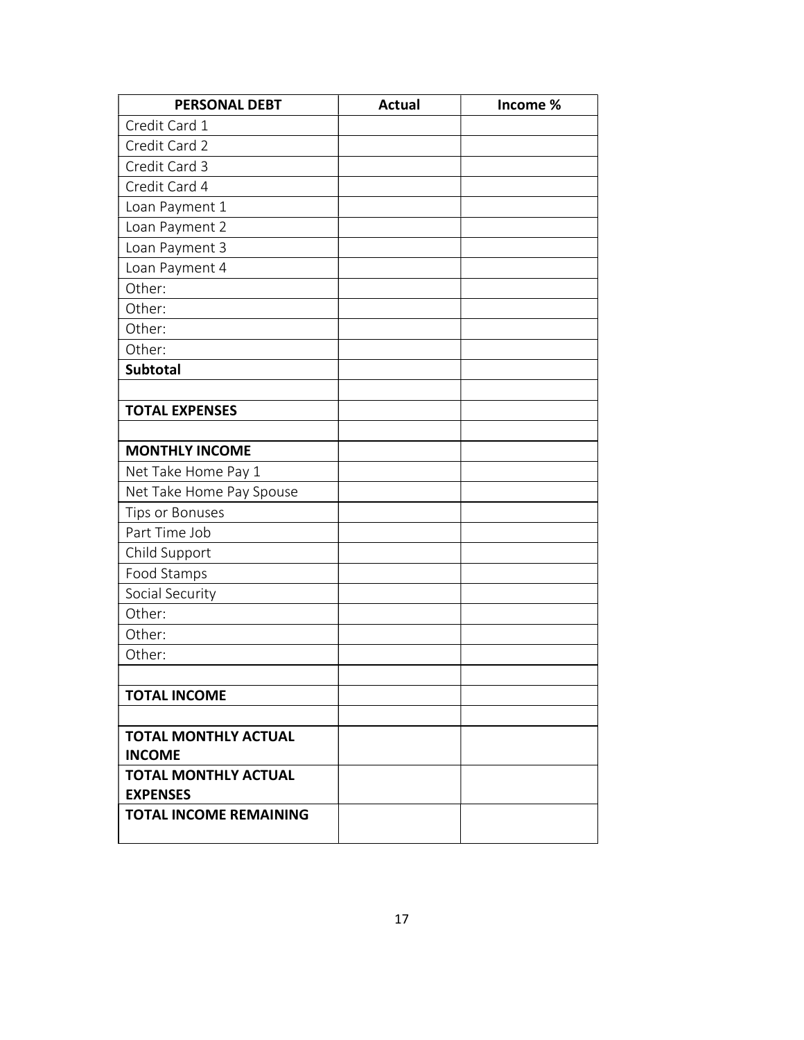| PERSONAL DEBT | Actual | Income % |
| --- | --- | --- |
| Credit Card 1 | | |
| Credit Card 2 | | |
| Credit Card 3 | | |
| Credit Card 4 | | |
| Loan Payment 1 | | |
| Loan Payment 2 | | |
| Loan Payment 3 | | |
| Loan Payment 4 | | |
| Other: | | |
| Other: | | |
| Other: | | |
| Other: | | |
| **Subtotal** | | |
| | | |
| **TOTAL EXPENSES** | | |
| | | |
| **MONTHLY INCOME** | | |
| Net Take Home Pay 1 | | |
| Net Take Home Pay Spouse | | |
| Tips or Bonuses | | |
| Part Time Job | | |
| Child Support | | |
| Food Stamps | | |
| Social Security | | |
| Other: | | |
| Other: | | |
| Other: | | |
| | | |
| **TOTAL INCOME** | | |
| | | |
| **TOTAL MONTHLY ACTUAL INCOME** | | |
| **TOTAL MONTHLY ACTUAL EXPENSES** | | |
| **TOTAL INCOME REMAINING** | | |